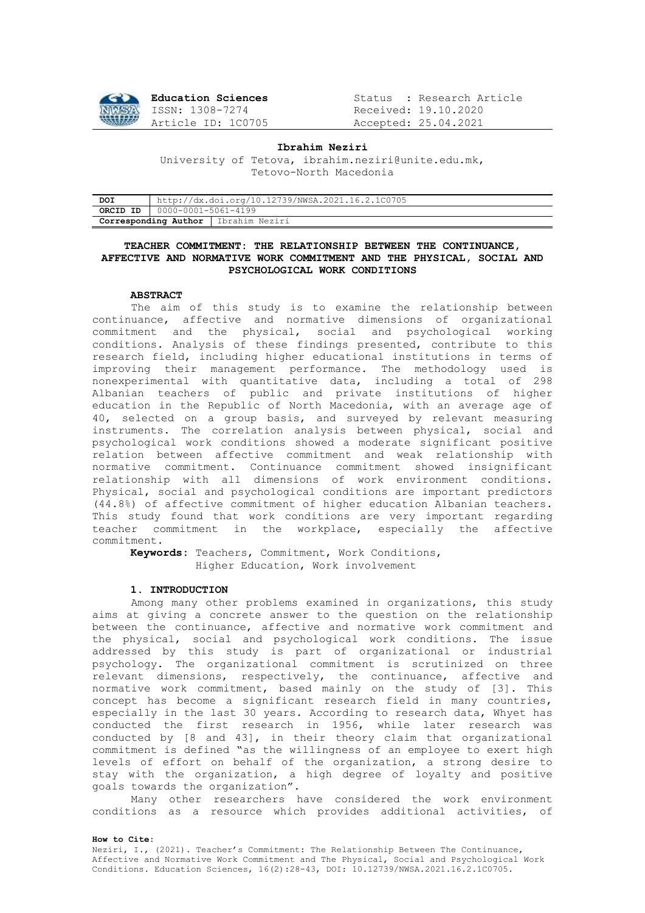**Education Sciences**
ISSN: 1308-7274
Article ID: 1C0705

Status : Research Article
Received: 19.10.2020
Accepted: 25.04.2021

**Ibrahim Neziri**

University of Tetova, ibrahim.neziri@unite.edu.mk, Tetovo-North Macedonia

| | |
|---|---|
| **DOI** | http://dx.doi.org/10.12739/NWSA.2021.16.2.1C0705 |
| **ORCID ID** | 0000-0001-5061-4199 |
| **Corresponding Author** | Ibrahim Neziri |

# TEACHER COMMITMENT: THE RELATIONSHIP BETWEEN THE CONTINUANCE, AFFECTIVE AND NORMATIVE WORK COMMITMENT AND THE PHYSICAL, SOCIAL AND PSYCHOLOGICAL WORK CONDITIONS

## ABSTRACT

The aim of this study is to examine the relationship between continuance, affective and normative dimensions of organizational commitment and the physical, social and psychological working conditions. Analysis of these findings presented, contribute to this research field, including higher educational institutions in terms of improving their management performance. The methodology used is nonexperimental with quantitative data, including a total of 298 Albanian teachers of public and private institutions of higher education in the Republic of North Macedonia, with an average age of 40, selected on a group basis, and surveyed by relevant measuring instruments. The correlation analysis between physical, social and psychological work conditions showed a moderate significant positive relation between affective commitment and weak relationship with normative commitment. Continuance commitment showed insignificant relationship with all dimensions of work environment conditions. Physical, social and psychological conditions are important predictors (44.8%) of affective commitment of higher education Albanian teachers. This study found that work conditions are very important regarding teacher commitment in the workplace, especially the affective commitment.

**Keywords:** Teachers, Commitment, Work Conditions, Higher Education, Work involvement

## 1. INTRODUCTION

Among many other problems examined in organizations, this study aims at giving a concrete answer to the question on the relationship between the continuance, affective and normative work commitment and the physical, social and psychological work conditions. The issue addressed by this study is part of organizational or industrial psychology. The organizational commitment is scrutinized on three relevant dimensions, respectively, the continuance, affective and normative work commitment, based mainly on the study of [3]. This concept has become a significant research field in many countries, especially in the last 30 years. According to research data, Whyet has conducted the first research in 1956, while later research was conducted by [8 and 43], in their theory claim that organizational commitment is defined "as the willingness of an employee to exert high levels of effort on behalf of the organization, a strong desire to stay with the organization, a high degree of loyalty and positive goals towards the organization".

Many other researchers have considered the work environment conditions as a resource which provides additional activities, of

**How to Cite:**
Neziri, I., (2021). Teacher's Commitment: The Relationship Between The Continuance, Affective and Normative Work Commitment and The Physical, Social and Psychological Work Conditions. Education Sciences, 16(2):28-43, DOI: 10.12739/NWSA.2021.16.2.1C0705.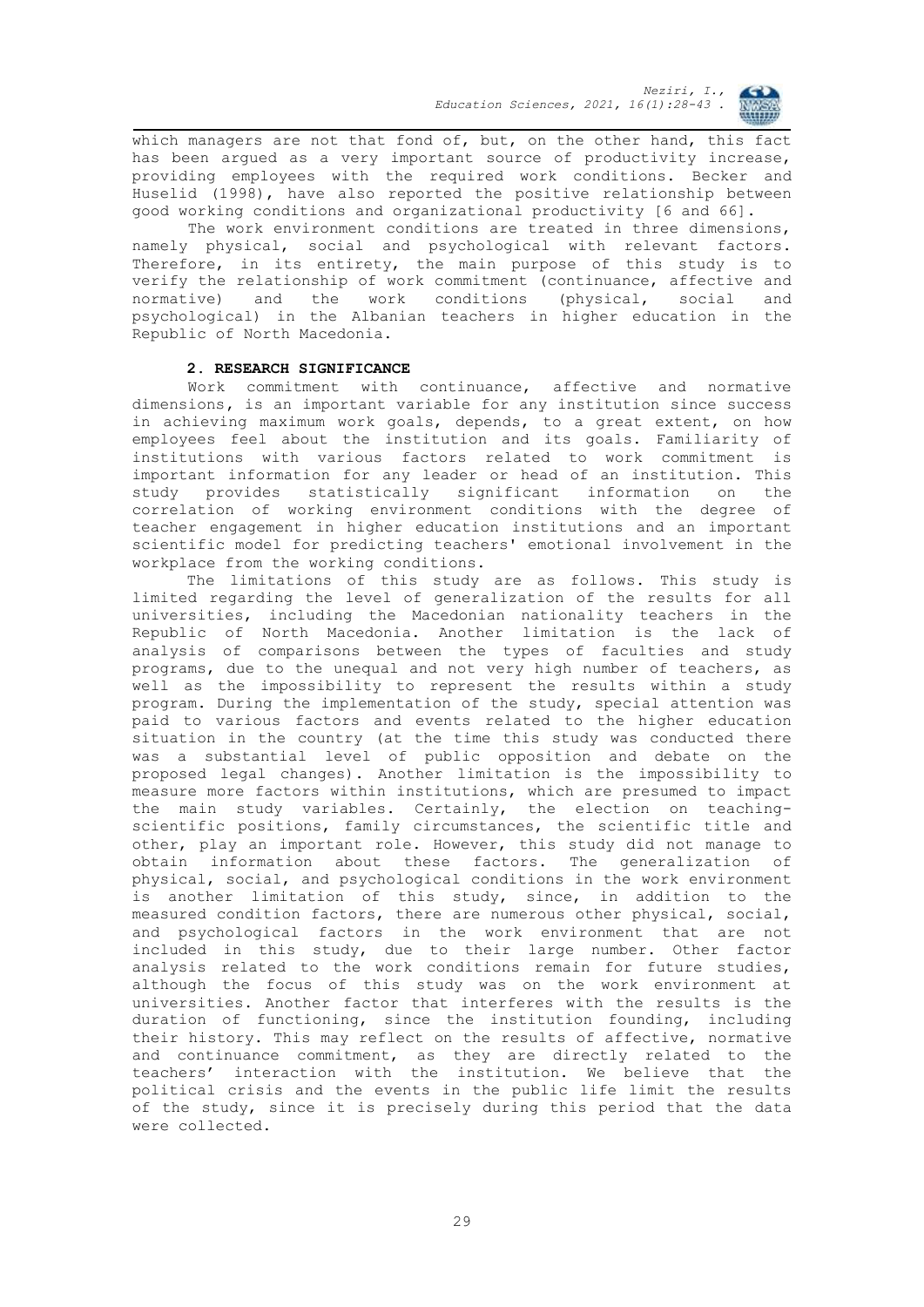which managers are not that fond of, but, on the other hand, this fact has been argued as a very important source of productivity increase, providing employees with the required work conditions. Becker and Huselid (1998), have also reported the positive relationship between good working conditions and organizational productivity [6 and 66].

The work environment conditions are treated in three dimensions, namely physical, social and psychological with relevant factors. Therefore, in its entirety, the main purpose of this study is to verify the relationship of work commitment (continuance, affective and normative) and the work conditions (physical, social and psychological) in the Albanian teachers in higher education in the Republic of North Macedonia.

## 2. RESEARCH SIGNIFICANCE

Work commitment with continuance, affective and normative dimensions, is an important variable for any institution since success in achieving maximum work goals, depends, to a great extent, on how employees feel about the institution and its goals. Familiarity of institutions with various factors related to work commitment is important information for any leader or head of an institution. This study provides statistically significant information on the correlation of working environment conditions with the degree of teacher engagement in higher education institutions and an important scientific model for predicting teachers' emotional involvement in the workplace from the working conditions.

The limitations of this study are as follows. This study is limited regarding the level of generalization of the results for all universities, including the Macedonian nationality teachers in the Republic of North Macedonia. Another limitation is the lack of analysis of comparisons between the types of faculties and study programs, due to the unequal and not very high number of teachers, as well as the impossibility to represent the results within a study program. During the implementation of the study, special attention was paid to various factors and events related to the higher education situation in the country (at the time this study was conducted there was a substantial level of public opposition and debate on the proposed legal changes). Another limitation is the impossibility to measure more factors within institutions, which are presumed to impact the main study variables. Certainly, the election on teaching-scientific positions, family circumstances, the scientific title and other, play an important role. However, this study did not manage to obtain information about these factors. The generalization of physical, social, and psychological conditions in the work environment is another limitation of this study, since, in addition to the measured condition factors, there are numerous other physical, social, and psychological factors in the work environment that are not included in this study, due to their large number. Other factor analysis related to the work conditions remain for future studies, although the focus of this study was on the work environment at universities. Another factor that interferes with the results is the duration of functioning, since the institution founding, including their history. This may reflect on the results of affective, normative and continuance commitment, as they are directly related to the teachers' interaction with the institution. We believe that the political crisis and the events in the public life limit the results of the study, since it is precisely during this period that the data were collected.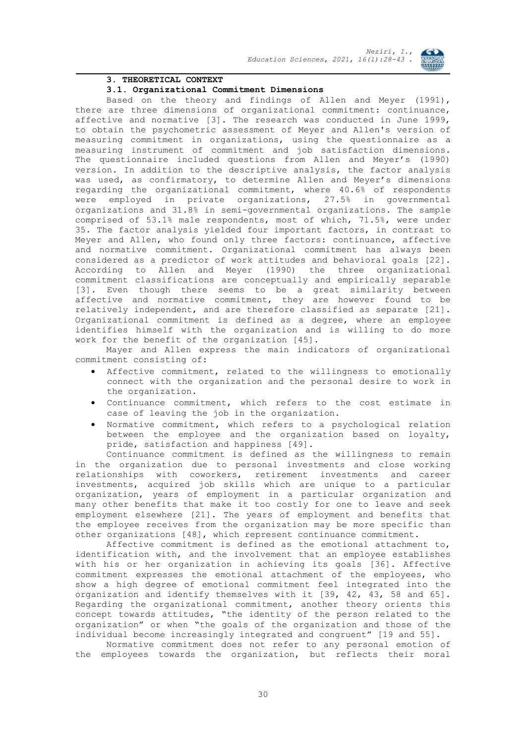## 3. THEORETICAL CONTEXT

### 3.1. Organizational Commitment Dimensions

Based on the theory and findings of Allen and Meyer (1991), there are three dimensions of organizational commitment: continuance, affective and normative [3]. The research was conducted in June 1999, to obtain the psychometric assessment of Meyer and Allen's version of measuring commitment in organizations, using the questionnaire as a measuring instrument of commitment and job satisfaction dimensions. The questionnaire included questions from Allen and Meyer's (1990) version. In addition to the descriptive analysis, the factor analysis was used, as confirmatory, to determine Allen and Meyer's dimensions regarding the organizational commitment, where 40.6% of respondents were employed in private organizations, 27.5% in governmental organizations and 31.8% in semi-governmental organizations. The sample comprised of 53.1% male respondents, most of which, 71.5%, were under 35. The factor analysis yielded four important factors, in contrast to Meyer and Allen, who found only three factors: continuance, affective and normative commitment. Organizational commitment has always been considered as a predictor of work attitudes and behavioral goals [22]. According to Allen and Meyer (1990) the three organizational commitment classifications are conceptually and empirically separable [3]. Even though there seems to be a great similarity between affective and normative commitment, they are however found to be relatively independent, and are therefore classified as separate [21]. Organizational commitment is defined as a degree, where an employee identifies himself with the organization and is willing to do more work for the benefit of the organization [45].

Mayer and Allen express the main indicators of organizational commitment consisting of:

- Affective commitment, related to the willingness to emotionally connect with the organization and the personal desire to work in the organization.
- Continuance commitment, which refers to the cost estimate in case of leaving the job in the organization.
- Normative commitment, which refers to a psychological relation between the employee and the organization based on loyalty, pride, satisfaction and happiness [49].

Continuance commitment is defined as the willingness to remain in the organization due to personal investments and close working relationships with coworkers, retirement investments and career investments, acquired job skills which are unique to a particular organization, years of employment in a particular organization and many other benefits that make it too costly for one to leave and seek employment elsewhere [21]. The years of employment and benefits that the employee receives from the organization may be more specific than other organizations [48], which represent continuance commitment.

Affective commitment is defined as the emotional attachment to, identification with, and the involvement that an employee establishes with his or her organization in achieving its goals [36]. Affective commitment expresses the emotional attachment of the employees, who show a high degree of emotional commitment feel integrated into the organization and identify themselves with it [39, 42, 43, 58 and 65]. Regarding the organizational commitment, another theory orients this concept towards attitudes, "the identity of the person related to the organization" or when "the goals of the organization and those of the individual become increasingly integrated and congruent" [19 and 55].

Normative commitment does not refer to any personal emotion of the employees towards the organization, but reflects their moral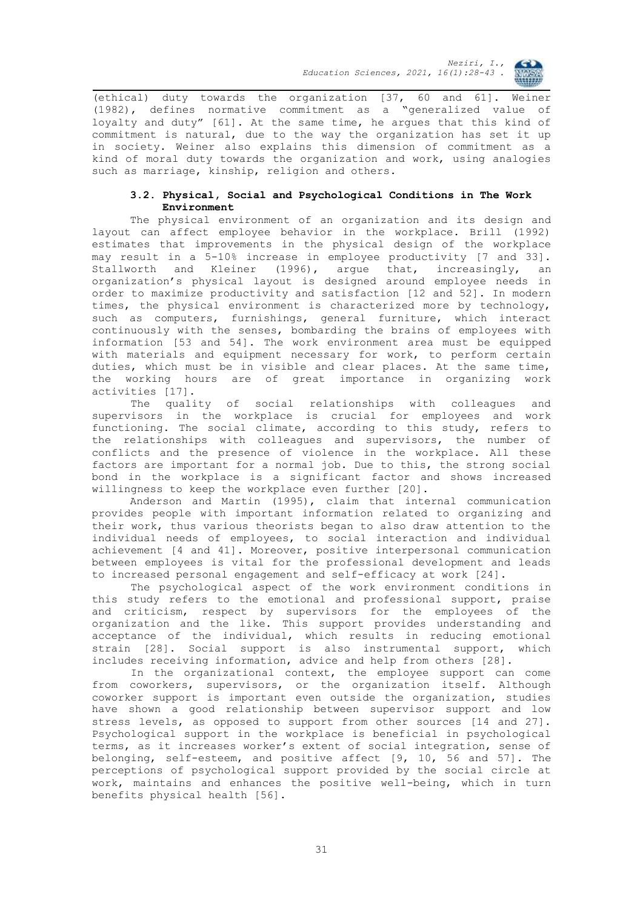(ethical) duty towards the organization [37, 60 and 61]. Weiner (1982), defines normative commitment as a "generalized value of loyalty and duty" [61]. At the same time, he argues that this kind of commitment is natural, due to the way the organization has set it up in society. Weiner also explains this dimension of commitment as a kind of moral duty towards the organization and work, using analogies such as marriage, kinship, religion and others.

### 3.2. Physical, Social and Psychological Conditions in The Work Environment

The physical environment of an organization and its design and layout can affect employee behavior in the workplace. Brill (1992) estimates that improvements in the physical design of the workplace may result in a 5-10% increase in employee productivity [7 and 33]. Stallworth and Kleiner (1996), argue that, increasingly, an organization's physical layout is designed around employee needs in order to maximize productivity and satisfaction [12 and 52]. In modern times, the physical environment is characterized more by technology, such as computers, furnishings, general furniture, which interact continuously with the senses, bombarding the brains of employees with information [53 and 54]. The work environment area must be equipped with materials and equipment necessary for work, to perform certain duties, which must be in visible and clear places. At the same time, the working hours are of great importance in organizing work activities [17].

The quality of social relationships with colleagues and supervisors in the workplace is crucial for employees and work functioning. The social climate, according to this study, refers to the relationships with colleagues and supervisors, the number of conflicts and the presence of violence in the workplace. All these factors are important for a normal job. Due to this, the strong social bond in the workplace is a significant factor and shows increased willingness to keep the workplace even further [20].

Anderson and Martin (1995), claim that internal communication provides people with important information related to organizing and their work, thus various theorists began to also draw attention to the individual needs of employees, to social interaction and individual achievement [4 and 41]. Moreover, positive interpersonal communication between employees is vital for the professional development and leads to increased personal engagement and self-efficacy at work [24].

The psychological aspect of the work environment conditions in this study refers to the emotional and professional support, praise and criticism, respect by supervisors for the employees of the organization and the like. This support provides understanding and acceptance of the individual, which results in reducing emotional strain [28]. Social support is also instrumental support, which includes receiving information, advice and help from others [28].

In the organizational context, the employee support can come from coworkers, supervisors, or the organization itself. Although coworker support is important even outside the organization, studies have shown a good relationship between supervisor support and low stress levels, as opposed to support from other sources [14 and 27]. Psychological support in the workplace is beneficial in psychological terms, as it increases worker's extent of social integration, sense of belonging, self-esteem, and positive affect [9, 10, 56 and 57]. The perceptions of psychological support provided by the social circle at work, maintains and enhances the positive well-being, which in turn benefits physical health [56].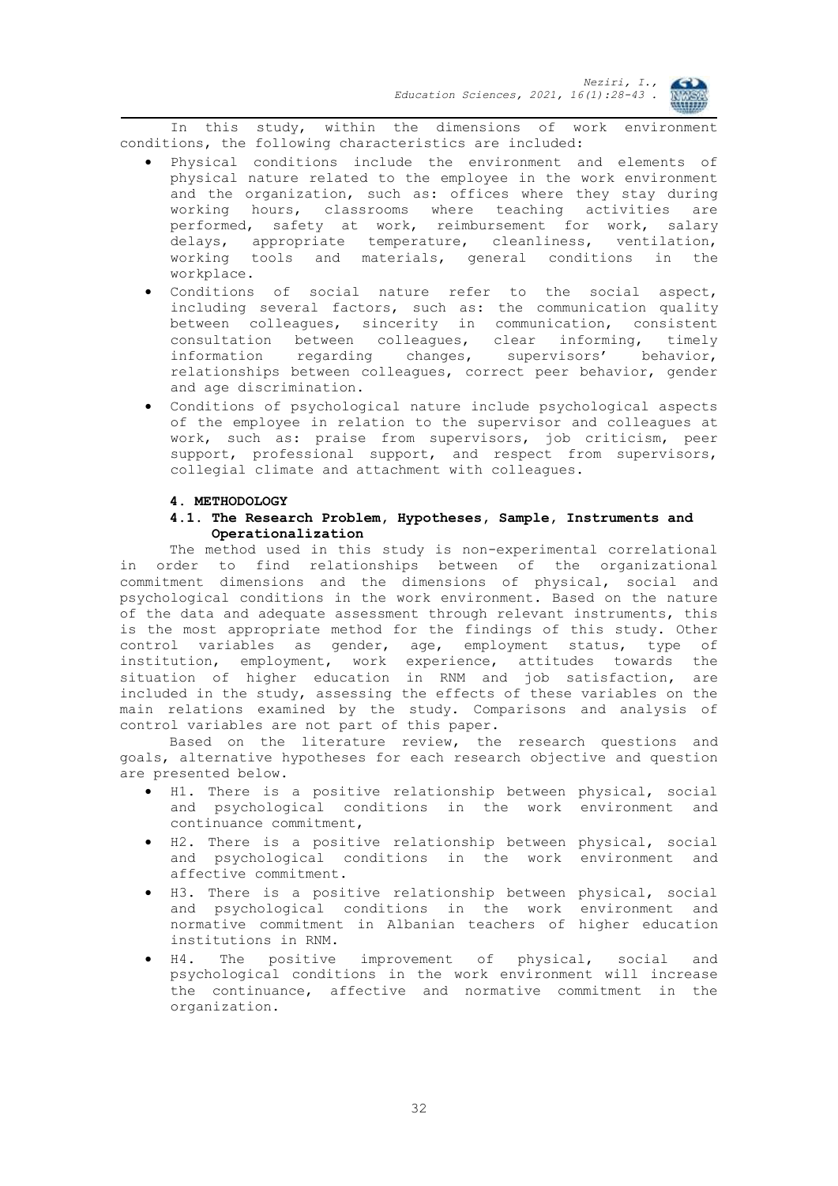In this study, within the dimensions of work environment conditions, the following characteristics are included:

- Physical conditions include the environment and elements of physical nature related to the employee in the work environment and the organization, such as: offices where they stay during working hours, classrooms where teaching activities are performed, safety at work, reimbursement for work, salary delays, appropriate temperature, cleanliness, ventilation, working tools and materials, general conditions in the workplace.
- Conditions of social nature refer to the social aspect, including several factors, such as: the communication quality between colleagues, sincerity in communication, consistent consultation between colleagues, clear informing, timely information regarding changes, supervisors' behavior, relationships between colleagues, correct peer behavior, gender and age discrimination.
- Conditions of psychological nature include psychological aspects of the employee in relation to the supervisor and colleagues at work, such as: praise from supervisors, job criticism, peer support, professional support, and respect from supervisors, collegial climate and attachment with colleagues.

## 4. METHODOLOGY

### 4.1. The Research Problem, Hypotheses, Sample, Instruments and Operationalization

The method used in this study is non-experimental correlational in order to find relationships between of the organizational commitment dimensions and the dimensions of physical, social and psychological conditions in the work environment. Based on the nature of the data and adequate assessment through relevant instruments, this is the most appropriate method for the findings of this study. Other control variables as gender, age, employment status, type of institution, employment, work experience, attitudes towards the situation of higher education in RNM and job satisfaction, are included in the study, assessing the effects of these variables on the main relations examined by the study. Comparisons and analysis of control variables are not part of this paper.

Based on the literature review, the research questions and goals, alternative hypotheses for each research objective and question are presented below.

- H1. There is a positive relationship between physical, social and psychological conditions in the work environment and continuance commitment,
- H2. There is a positive relationship between physical, social and psychological conditions in the work environment and affective commitment.
- H3. There is a positive relationship between physical, social and psychological conditions in the work environment and normative commitment in Albanian teachers of higher education institutions in RNM.
- H4. The positive improvement of physical, social and psychological conditions in the work environment will increase the continuance, affective and normative commitment in the organization.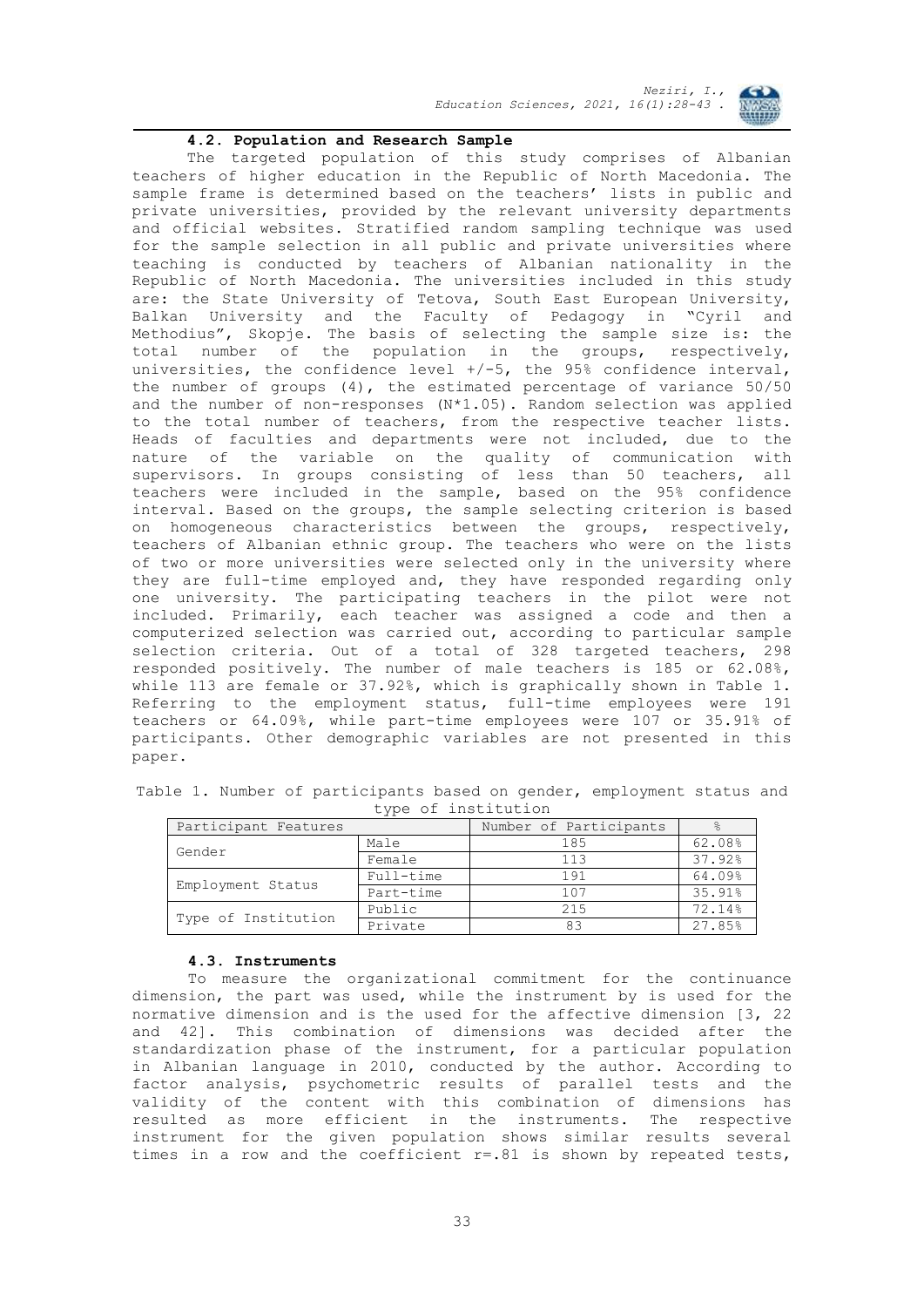### 4.2. Population and Research Sample

The targeted population of this study comprises of Albanian teachers of higher education in the Republic of North Macedonia. The sample frame is determined based on the teachers' lists in public and private universities, provided by the relevant university departments and official websites. Stratified random sampling technique was used for the sample selection in all public and private universities where teaching is conducted by teachers of Albanian nationality in the Republic of North Macedonia. The universities included in this study are: the State University of Tetova, South East European University, Balkan University and the Faculty of Pedagogy in "Cyril and Methodius", Skopje. The basis of selecting the sample size is: the total number of the population in the groups, respectively, universities, the confidence level +/-5, the 95% confidence interval, the number of groups (4), the estimated percentage of variance 50/50 and the number of non-responses (N*1.05). Random selection was applied to the total number of teachers, from the respective teacher lists. Heads of faculties and departments were not included, due to the nature of the variable on the quality of communication with supervisors. In groups consisting of less than 50 teachers, all teachers were included in the sample, based on the 95% confidence interval. Based on the groups, the sample selecting criterion is based on homogeneous characteristics between the groups, respectively, teachers of Albanian ethnic group. The teachers who were on the lists of two or more universities were selected only in the university where they are full-time employed and, they have responded regarding only one university. The participating teachers in the pilot were not included. Primarily, each teacher was assigned a code and then a computerized selection was carried out, according to particular sample selection criteria. Out of a total of 328 targeted teachers, 298 responded positively. The number of male teachers is 185 or 62.08%, while 113 are female or 37.92%, which is graphically shown in Table 1. Referring to the employment status, full-time employees were 191 teachers or 64.09%, while part-time employees were 107 or 35.91% of participants. Other demographic variables are not presented in this paper.

Table 1. Number of participants based on gender, employment status and type of institution

| Participant Features | | Number of Participants | % |
|---|---|---|---|
| Gender | Male | 185 | 62.08% |
| | Female | 113 | 37.92% |
| Employment Status | Full-time | 191 | 64.09% |
| | Part-time | 107 | 35.91% |
| Type of Institution | Public | 215 | 72.14% |
| | Private | 83 | 27.85% |

### 4.3. Instruments

To measure the organizational commitment for the continuance dimension, the part was used, while the instrument by is used for the normative dimension and is the used for the affective dimension [3, 22 and 42]. This combination of dimensions was decided after the standardization phase of the instrument, for a particular population in Albanian language in 2010, conducted by the author. According to factor analysis, psychometric results of parallel tests and the validity of the content with this combination of dimensions has resulted as more efficient in the instruments. The respective instrument for the given population shows similar results several times in a row and the coefficient r=.81 is shown by repeated tests,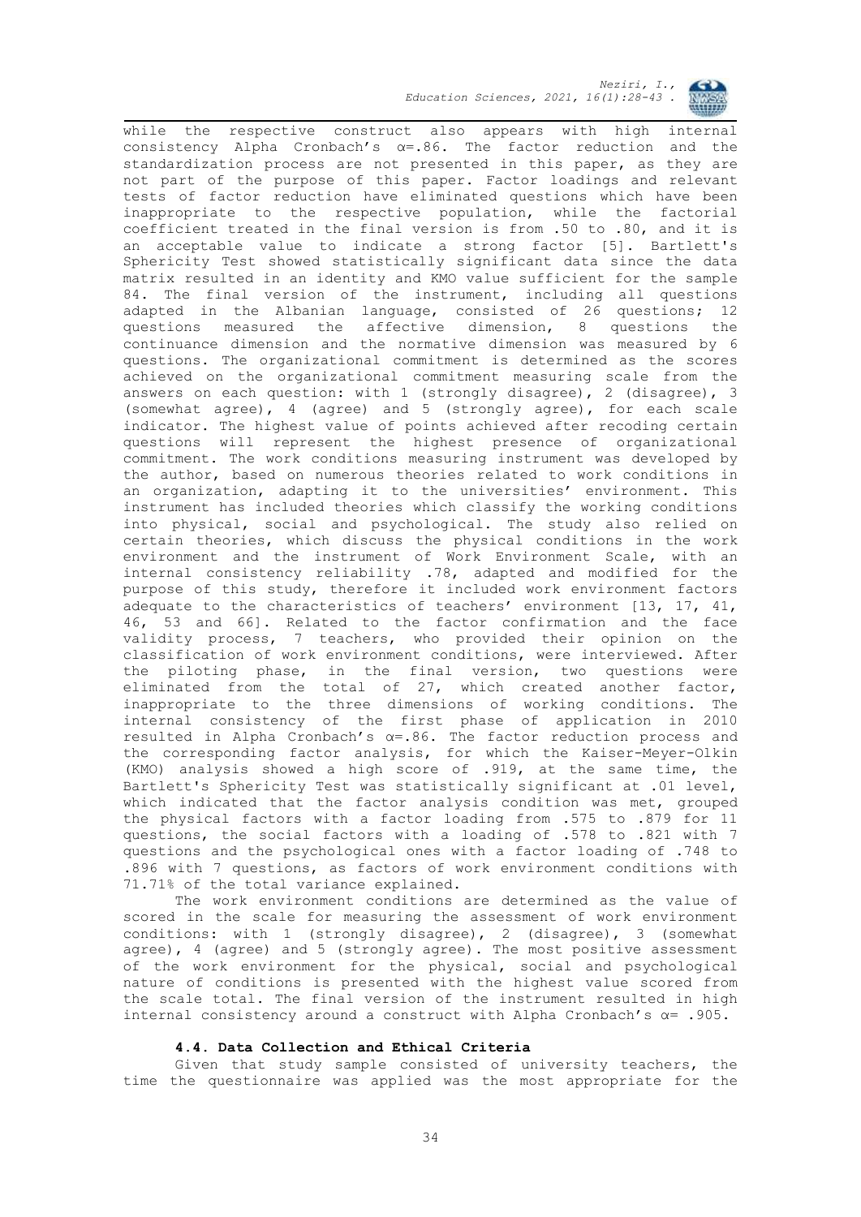while the respective construct also appears with high internal consistency Alpha Cronbach's α=.86. The factor reduction and the standardization process are not presented in this paper, as they are not part of the purpose of this paper. Factor loadings and relevant tests of factor reduction have eliminated questions which have been inappropriate to the respective population, while the factorial coefficient treated in the final version is from .50 to .80, and it is an acceptable value to indicate a strong factor [5]. Bartlett's Sphericity Test showed statistically significant data since the data matrix resulted in an identity and KMO value sufficient for the sample 84. The final version of the instrument, including all questions adapted in the Albanian language, consisted of 26 questions; 12 questions measured the affective dimension, 8 questions the continuance dimension and the normative dimension was measured by 6 questions. The organizational commitment is determined as the scores achieved on the organizational commitment measuring scale from the answers on each question: with 1 (strongly disagree), 2 (disagree), 3 (somewhat agree), 4 (agree) and 5 (strongly agree), for each scale indicator. The highest value of points achieved after recoding certain questions will represent the highest presence of organizational commitment. The work conditions measuring instrument was developed by the author, based on numerous theories related to work conditions in an organization, adapting it to the universities' environment. This instrument has included theories which classify the working conditions into physical, social and psychological. The study also relied on certain theories, which discuss the physical conditions in the work environment and the instrument of Work Environment Scale, with an internal consistency reliability .78, adapted and modified for the purpose of this study, therefore it included work environment factors adequate to the characteristics of teachers' environment [13, 17, 41, 46, 53 and 66]. Related to the factor confirmation and the face validity process, 7 teachers, who provided their opinion on the classification of work environment conditions, were interviewed. After the piloting phase, in the final version, two questions were eliminated from the total of 27, which created another factor, inappropriate to the three dimensions of working conditions. The internal consistency of the first phase of application in 2010 resulted in Alpha Cronbach's α=.86. The factor reduction process and the corresponding factor analysis, for which the Kaiser-Meyer-Olkin (KMO) analysis showed a high score of .919, at the same time, the Bartlett's Sphericity Test was statistically significant at .01 level, which indicated that the factor analysis condition was met, grouped the physical factors with a factor loading from .575 to .879 for 11 questions, the social factors with a loading of .578 to .821 with 7 questions and the psychological ones with a factor loading of .748 to .896 with 7 questions, as factors of work environment conditions with 71.71% of the total variance explained.

The work environment conditions are determined as the value of scored in the scale for measuring the assessment of work environment conditions: with 1 (strongly disagree), 2 (disagree), 3 (somewhat agree), 4 (agree) and 5 (strongly agree). The most positive assessment of the work environment for the physical, social and psychological nature of conditions is presented with the highest value scored from the scale total. The final version of the instrument resulted in high internal consistency around a construct with Alpha Cronbach's α= .905.

#### 4.4. Data Collection and Ethical Criteria

Given that study sample consisted of university teachers, the time the questionnaire was applied was the most appropriate for the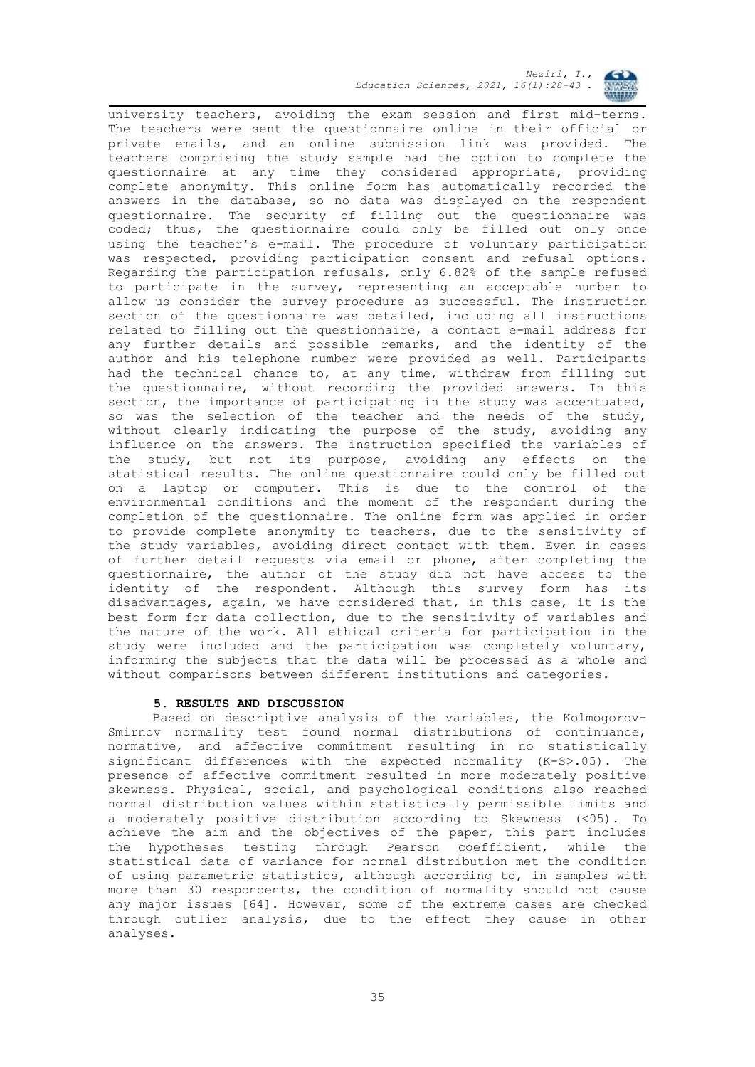university teachers, avoiding the exam session and first mid-terms. The teachers were sent the questionnaire online in their official or private emails, and an online submission link was provided. The teachers comprising the study sample had the option to complete the questionnaire at any time they considered appropriate, providing complete anonymity. This online form has automatically recorded the answers in the database, so no data was displayed on the respondent questionnaire. The security of filling out the questionnaire was coded; thus, the questionnaire could only be filled out only once using the teacher's e-mail. The procedure of voluntary participation was respected, providing participation consent and refusal options. Regarding the participation refusals, only 6.82% of the sample refused to participate in the survey, representing an acceptable number to allow us consider the survey procedure as successful. The instruction section of the questionnaire was detailed, including all instructions related to filling out the questionnaire, a contact e-mail address for any further details and possible remarks, and the identity of the author and his telephone number were provided as well. Participants had the technical chance to, at any time, withdraw from filling out the questionnaire, without recording the provided answers. In this section, the importance of participating in the study was accentuated, so was the selection of the teacher and the needs of the study, without clearly indicating the purpose of the study, avoiding any influence on the answers. The instruction specified the variables of the study, but not its purpose, avoiding any effects on the statistical results. The online questionnaire could only be filled out on a laptop or computer. This is due to the control of the environmental conditions and the moment of the respondent during the completion of the questionnaire. The online form was applied in order to provide complete anonymity to teachers, due to the sensitivity of the study variables, avoiding direct contact with them. Even in cases of further detail requests via email or phone, after completing the questionnaire, the author of the study did not have access to the identity of the respondent. Although this survey form has its disadvantages, again, we have considered that, in this case, it is the best form for data collection, due to the sensitivity of variables and the nature of the work. All ethical criteria for participation in the study were included and the participation was completely voluntary, informing the subjects that the data will be processed as a whole and without comparisons between different institutions and categories.

## 5. RESULTS AND DISCUSSION

Based on descriptive analysis of the variables, the Kolmogorov-Smirnov normality test found normal distributions of continuance, normative, and affective commitment resulting in no statistically significant differences with the expected normality (K-S>.05). The presence of affective commitment resulted in more moderately positive skewness. Physical, social, and psychological conditions also reached normal distribution values within statistically permissible limits and a moderately positive distribution according to Skewness (<05). To achieve the aim and the objectives of the paper, this part includes the hypotheses testing through Pearson coefficient, while the statistical data of variance for normal distribution met the condition of using parametric statistics, although according to, in samples with more than 30 respondents, the condition of normality should not cause any major issues [64]. However, some of the extreme cases are checked through outlier analysis, due to the effect they cause in other analyses.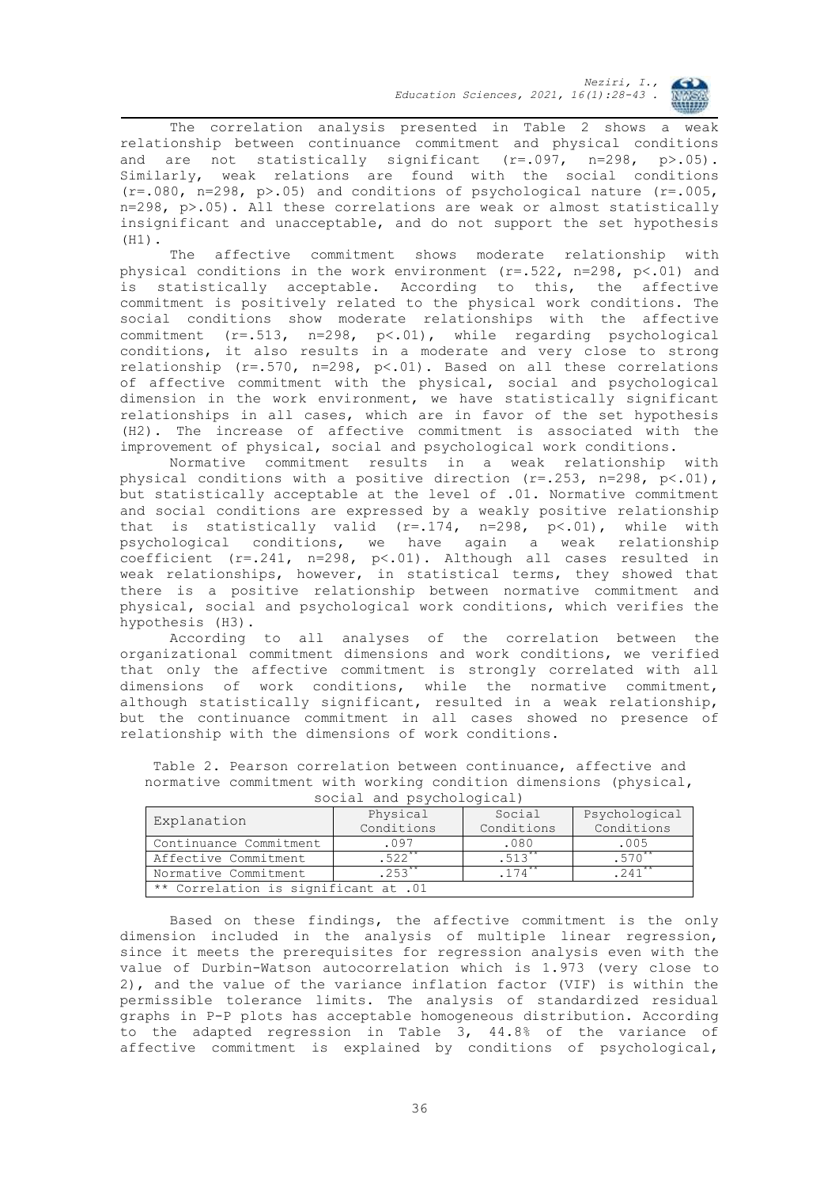The correlation analysis presented in Table 2 shows a weak relationship between continuance commitment and physical conditions and are not statistically significant ($r=.097$, $n=298$, $p>.05$). Similarly, weak relations are found with the social conditions ($r=.080$, $n=298$, $p>.05$) and conditions of psychological nature ($r=.005$, $n=298$, $p>.05$). All these correlations are weak or almost statistically insignificant and unacceptable, and do not support the set hypothesis (H1).

The affective commitment shows moderate relationship with physical conditions in the work environment ($r=.522$, $n=298$, $p<.01$) and is statistically acceptable. According to this, the affective commitment is positively related to the physical work conditions. The social conditions show moderate relationships with the affective commitment ($r=.513$, $n=298$, $p<.01$), while regarding psychological conditions, it also results in a moderate and very close to strong relationship ($r=.570$, $n=298$, $p<.01$). Based on all these correlations of affective commitment with the physical, social and psychological dimension in the work environment, we have statistically significant relationships in all cases, which are in favor of the set hypothesis (H2). The increase of affective commitment is associated with the improvement of physical, social and psychological work conditions.

Normative commitment results in a weak relationship with physical conditions with a positive direction ($r=.253$, $n=298$, $p<.01$), but statistically acceptable at the level of .01. Normative commitment and social conditions are expressed by a weakly positive relationship that is statistically valid ($r=.174$, $n=298$, $p<.01$), while with psychological conditions, we have again a weak relationship coefficient ($r=.241$, $n=298$, $p<.01$). Although all cases resulted in weak relationships, however, in statistical terms, they showed that there is a positive relationship between normative commitment and physical, social and psychological work conditions, which verifies the hypothesis (H3).

According to all analyses of the correlation between the organizational commitment dimensions and work conditions, we verified that only the affective commitment is strongly correlated with all dimensions of work conditions, while the normative commitment, although statistically significant, resulted in a weak relationship, but the continuance commitment in all cases showed no presence of relationship with the dimensions of work conditions.

Table 2. Pearson correlation between continuance, affective and normative commitment with working condition dimensions (physical, social and psychological)

| Explanation | Physical Conditions | Social Conditions | Psychological Conditions |
|---|---|---|---|
| Continuance Commitment | .097 | .080 | .005 |
| Affective Commitment | .522** | .513** | .570** |
| Normative Commitment | .253** | .174** | .241** |
| ** Correlation is significant at .01 | | | |

Based on these findings, the affective commitment is the only dimension included in the analysis of multiple linear regression, since it meets the prerequisites for regression analysis even with the value of Durbin-Watson autocorrelation which is 1.973 (very close to 2), and the value of the variance inflation factor (VIF) is within the permissible tolerance limits. The analysis of standardized residual graphs in P-P plots has acceptable homogeneous distribution. According to the adapted regression in Table 3, 44.8% of the variance of affective commitment is explained by conditions of psychological,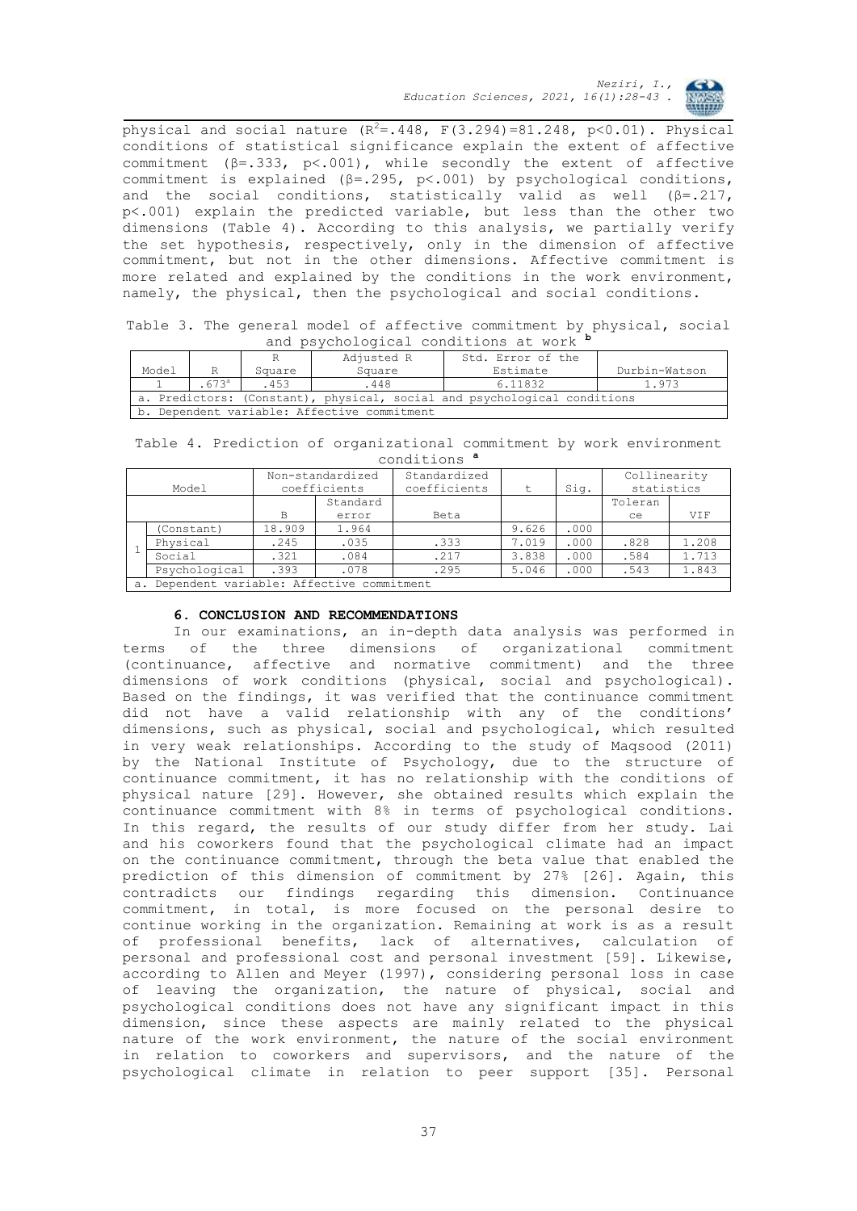physical and social nature ($R^2$=.448, F(3.294)=81.248, p<0.01). Physical conditions of statistical significance explain the extent of affective commitment (β=.333, p<.001), while secondly the extent of affective commitment is explained (β=.295, p<.001) by psychological conditions, and the social conditions, statistically valid as well (β=.217, p<.001) explain the predicted variable, but less than the other two dimensions (Table 4). According to this analysis, we partially verify the set hypothesis, respectively, only in the dimension of affective commitment, but not in the other dimensions. Affective commitment is more related and explained by the conditions in the work environment, namely, the physical, then the psychological and social conditions.

Table 3. The general model of affective commitment by physical, social and psychological conditions at work [b]

| Model | R | R Square | Adjusted R Square | Std. Error of the Estimate | Durbin-Watson |
|---|---|---|---|---|---|
| 1 | .673[a] | .453 | .448 | 6.11832 | 1.973 |
| a. Predictors: (Constant), physical, social and psychological conditions | | | | | |
| b. Dependent variable: Affective commitment | | | | | |

Table 4. Prediction of organizational commitment by work environment conditions [a]

| Model | | Non-standardized coefficients | | Standardized coefficients | t | Sig. | Collinearity statistics | |
|---|---|---|---|---|---|---|---|---|
| | | B | Standard error | Beta | | | Tolerance | VIF |
| 1 | (Constant) | 18.909 | 1.964 | | 9.626 | .000 | | |
| | Physical | .245 | .035 | .333 | 7.019 | .000 | .828 | 1.208 |
| | Social | .321 | .084 | .217 | 3.838 | .000 | .584 | 1.713 |
| | Psychological | .393 | .078 | .295 | 5.046 | .000 | .543 | 1.843 |
| a. Dependent variable: Affective commitment | | | | | | | | |

## 6. CONCLUSION AND RECOMMENDATIONS

In our examinations, an in-depth data analysis was performed in terms of the three dimensions of organizational commitment (continuance, affective and normative commitment) and the three dimensions of work conditions (physical, social and psychological). Based on the findings, it was verified that the continuance commitment did not have a valid relationship with any of the conditions' dimensions, such as physical, social and psychological, which resulted in very weak relationships. According to the study of Maqsood (2011) by the National Institute of Psychology, due to the structure of continuance commitment, it has no relationship with the conditions of physical nature [29]. However, she obtained results which explain the continuance commitment with 8% in terms of psychological conditions. In this regard, the results of our study differ from her study. Lai and his coworkers found that the psychological climate had an impact on the continuance commitment, through the beta value that enabled the prediction of this dimension of commitment by 27% [26]. Again, this contradicts our findings regarding this dimension. Continuance commitment, in total, is more focused on the personal desire to continue working in the organization. Remaining at work is as a result of professional benefits, lack of alternatives, calculation of personal and professional cost and personal investment [59]. Likewise, according to Allen and Meyer (1997), considering personal loss in case of leaving the organization, the nature of physical, social and psychological conditions does not have any significant impact in this dimension, since these aspects are mainly related to the physical nature of the work environment, the nature of the social environment in relation to coworkers and supervisors, and the nature of the psychological climate in relation to peer support [35]. Personal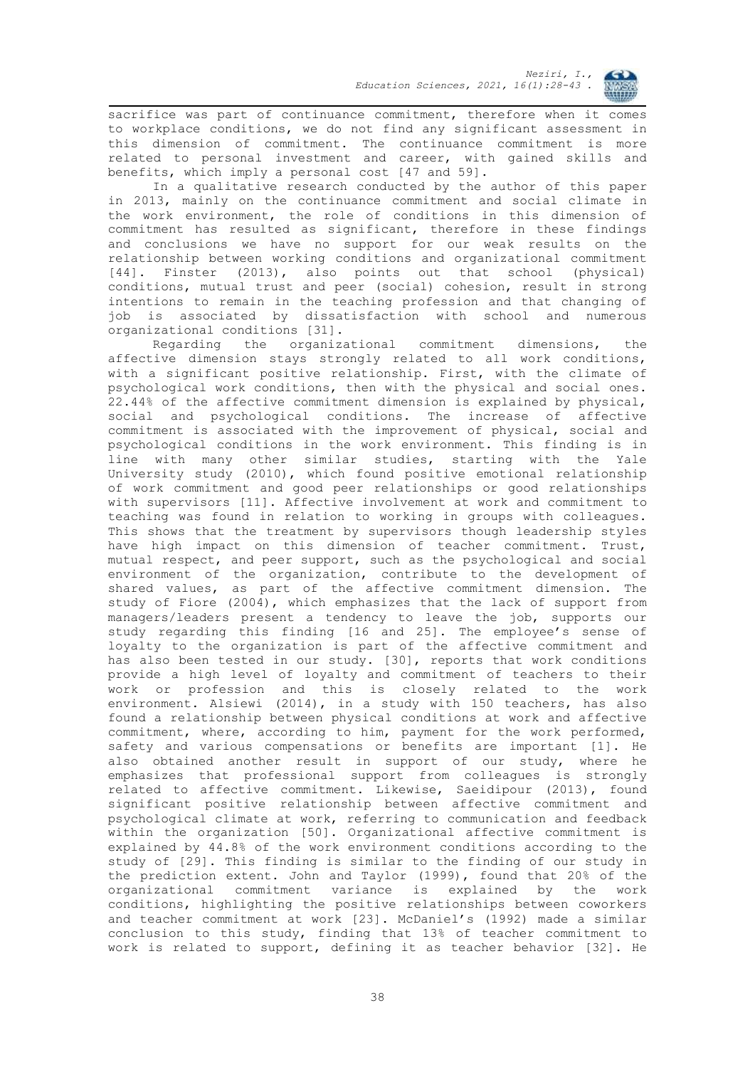sacrifice was part of continuance commitment, therefore when it comes to workplace conditions, we do not find any significant assessment in this dimension of commitment. The continuance commitment is more related to personal investment and career, with gained skills and benefits, which imply a personal cost [47 and 59].

In a qualitative research conducted by the author of this paper in 2013, mainly on the continuance commitment and social climate in the work environment, the role of conditions in this dimension of commitment has resulted as significant, therefore in these findings and conclusions we have no support for our weak results on the relationship between working conditions and organizational commitment [44]. Finster (2013), also points out that school (physical) conditions, mutual trust and peer (social) cohesion, result in strong intentions to remain in the teaching profession and that changing of job is associated by dissatisfaction with school and numerous organizational conditions [31].

Regarding the organizational commitment dimensions, the affective dimension stays strongly related to all work conditions, with a significant positive relationship. First, with the climate of psychological work conditions, then with the physical and social ones. 22.44% of the affective commitment dimension is explained by physical, social and psychological conditions. The increase of affective commitment is associated with the improvement of physical, social and psychological conditions in the work environment. This finding is in line with many other similar studies, starting with the Yale University study (2010), which found positive emotional relationship of work commitment and good peer relationships or good relationships with supervisors [11]. Affective involvement at work and commitment to teaching was found in relation to working in groups with colleagues. This shows that the treatment by supervisors though leadership styles have high impact on this dimension of teacher commitment. Trust, mutual respect, and peer support, such as the psychological and social environment of the organization, contribute to the development of shared values, as part of the affective commitment dimension. The study of Fiore (2004), which emphasizes that the lack of support from managers/leaders present a tendency to leave the job, supports our study regarding this finding [16 and 25]. The employee's sense of loyalty to the organization is part of the affective commitment and has also been tested in our study. [30], reports that work conditions provide a high level of loyalty and commitment of teachers to their work or profession and this is closely related to the work environment. Alsiewi (2014), in a study with 150 teachers, has also found a relationship between physical conditions at work and affective commitment, where, according to him, payment for the work performed, safety and various compensations or benefits are important [1]. He also obtained another result in support of our study, where he emphasizes that professional support from colleagues is strongly related to affective commitment. Likewise, Saeidipour (2013), found significant positive relationship between affective commitment and psychological climate at work, referring to communication and feedback within the organization [50]. Organizational affective commitment is explained by 44.8% of the work environment conditions according to the study of [29]. This finding is similar to the finding of our study in the prediction extent. John and Taylor (1999), found that 20% of the organizational commitment variance is explained by the work conditions, highlighting the positive relationships between coworkers and teacher commitment at work [23]. McDaniel's (1992) made a similar conclusion to this study, finding that 13% of teacher commitment to work is related to support, defining it as teacher behavior [32]. He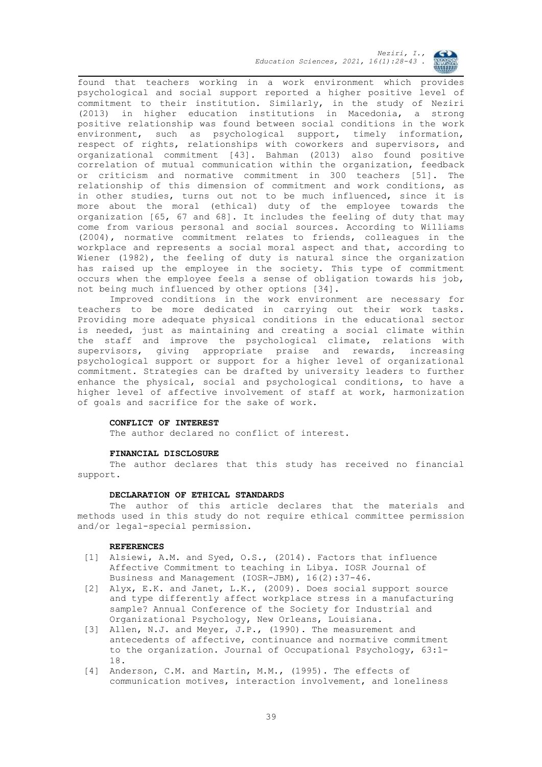found that teachers working in a work environment which provides psychological and social support reported a higher positive level of commitment to their institution. Similarly, in the study of Neziri (2013) in higher education institutions in Macedonia, a strong positive relationship was found between social conditions in the work environment, such as psychological support, timely information, respect of rights, relationships with coworkers and supervisors, and organizational commitment [43]. Bahman (2013) also found positive correlation of mutual communication within the organization, feedback or criticism and normative commitment in 300 teachers [51]. The relationship of this dimension of commitment and work conditions, as in other studies, turns out not to be much influenced, since it is more about the moral (ethical) duty of the employee towards the organization [65, 67 and 68]. It includes the feeling of duty that may come from various personal and social sources. According to Williams (2004), normative commitment relates to friends, colleagues in the workplace and represents a social moral aspect and that, according to Wiener (1982), the feeling of duty is natural since the organization has raised up the employee in the society. This type of commitment occurs when the employee feels a sense of obligation towards his job, not being much influenced by other options [34].

Improved conditions in the work environment are necessary for teachers to be more dedicated in carrying out their work tasks. Providing more adequate physical conditions in the educational sector is needed, just as maintaining and creating a social climate within the staff and improve the psychological climate, relations with supervisors, giving appropriate praise and rewards, increasing psychological support or support for a higher level of organizational commitment. Strategies can be drafted by university leaders to further enhance the physical, social and psychological conditions, to have a higher level of affective involvement of staff at work, harmonization of goals and sacrifice for the sake of work.

**CONFLICT OF INTEREST**

The author declared no conflict of interest.

**FINANCIAL DISCLOSURE**

The author declares that this study has received no financial support.

**DECLARATION OF ETHICAL STANDARDS**

The author of this article declares that the materials and methods used in this study do not require ethical committee permission and/or legal-special permission.

**REFERENCES**

[1] Alsiewi, A.M. and Syed, O.S., (2014). Factors that influence Affective Commitment to teaching in Libya. IOSR Journal of Business and Management (IOSR-JBM), 16(2):37-46.

[2] Alyx, E.K. and Janet, L.K., (2009). Does social support source and type differently affect workplace stress in a manufacturing sample? Annual Conference of the Society for Industrial and Organizational Psychology, New Orleans, Louisiana.

[3] Allen, N.J. and Meyer, J.P., (1990). The measurement and antecedents of affective, continuance and normative commitment to the organization. Journal of Occupational Psychology, 63:1-18.

[4] Anderson, C.M. and Martin, M.M., (1995). The effects of communication motives, interaction involvement, and loneliness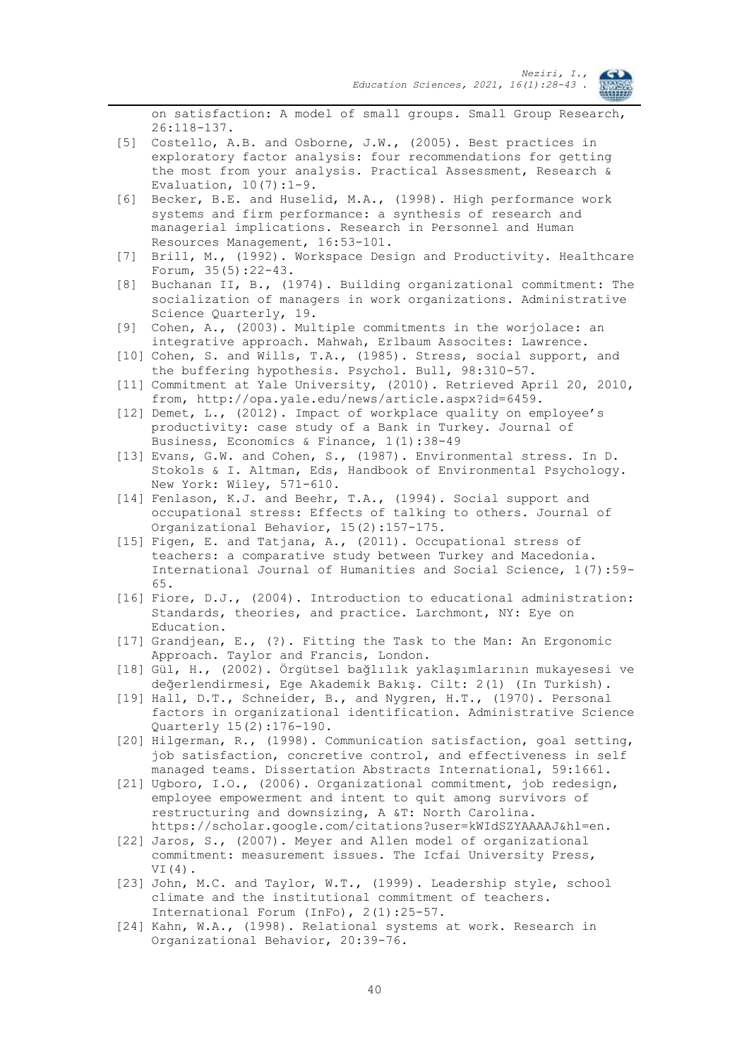on satisfaction: A model of small groups. Small Group Research, 26:118-137.

[5] Costello, A.B. and Osborne, J.W., (2005). Best practices in exploratory factor analysis: four recommendations for getting the most from your analysis. Practical Assessment, Research & Evaluation, 10(7):1-9.

[6] Becker, B.E. and Huselid, M.A., (1998). High performance work systems and firm performance: a synthesis of research and managerial implications. Research in Personnel and Human Resources Management, 16:53-101.

[7] Brill, M., (1992). Workspace Design and Productivity. Healthcare Forum, 35(5):22-43.

[8] Buchanan II, B., (1974). Building organizational commitment: The socialization of managers in work organizations. Administrative Science Quarterly, 19.

[9] Cohen, A., (2003). Multiple commitments in the worjolace: an integrative approach. Mahwah, Erlbaum Assocites: Lawrence.

[10] Cohen, S. and Wills, T.A., (1985). Stress, social support, and the buffering hypothesis. Psychol. Bull, 98:310-57.

[11] Commitment at Yale University, (2010). Retrieved April 20, 2010, from, http://opa.yale.edu/news/article.aspx?id=6459.

[12] Demet, L., (2012). Impact of workplace quality on employee's productivity: case study of a Bank in Turkey. Journal of Business, Economics & Finance, 1(1):38-49

[13] Evans, G.W. and Cohen, S., (1987). Environmental stress. In D. Stokols & I. Altman, Eds, Handbook of Environmental Psychology. New York: Wiley, 571-610.

[14] Fenlason, K.J. and Beehr, T.A., (1994). Social support and occupational stress: Effects of talking to others. Journal of Organizational Behavior, 15(2):157-175.

[15] Figen, E. and Tatjana, A., (2011). Occupational stress of teachers: a comparative study between Turkey and Macedonia. International Journal of Humanities and Social Science, 1(7):59-65.

[16] Fiore, D.J., (2004). Introduction to educational administration: Standards, theories, and practice. Larchmont, NY: Eye on Education.

[17] Grandjean, E., (?). Fitting the Task to the Man: An Ergonomic Approach. Taylor and Francis, London.

[18] Gül, H., (2002). Örgütsel bağlılık yaklaşımlarının mukayesesi ve değerlendirmesi, Ege Akademik Bakış. Cilt: 2(1) (In Turkish).

[19] Hall, D.T., Schneider, B., and Nygren, H.T., (1970). Personal factors in organizational identification. Administrative Science Quarterly 15(2):176-190.

[20] Hilgerman, R., (1998). Communication satisfaction, goal setting, job satisfaction, concretive control, and effectiveness in self managed teams. Dissertation Abstracts International, 59:1661.

[21] Ugboro, I.O., (2006). Organizational commitment, job redesign, employee empowerment and intent to quit among survivors of restructuring and downsizing, A &T: North Carolina. https://scholar.google.com/citations?user=kWIdSZYAAAAJ&hl=en.

[22] Jaros, S., (2007). Meyer and Allen model of organizational commitment: measurement issues. The Icfai University Press, VI(4).

[23] John, M.C. and Taylor, W.T., (1999). Leadership style, school climate and the institutional commitment of teachers. International Forum (InFo), 2(1):25-57.

[24] Kahn, W.A., (1998). Relational systems at work. Research in Organizational Behavior, 20:39-76.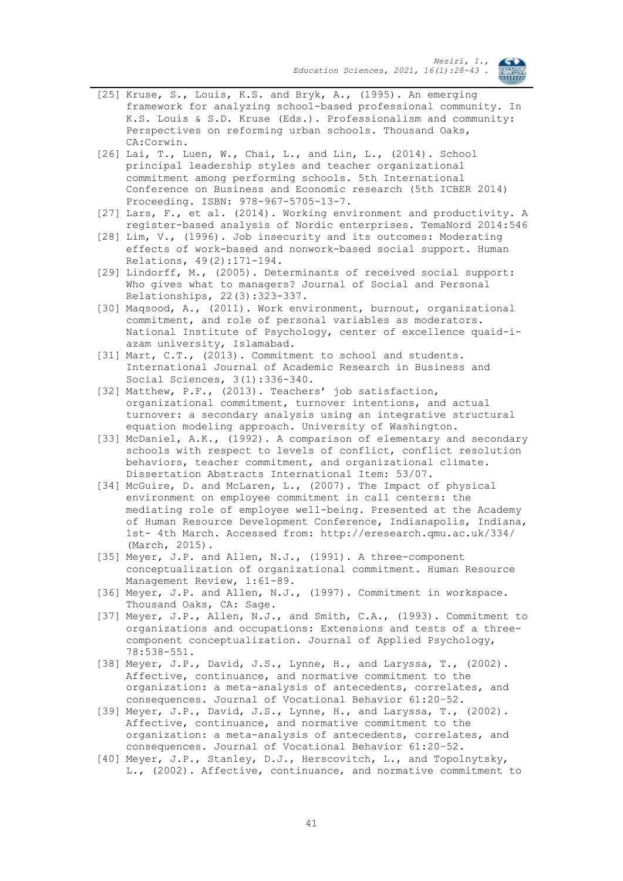[25] Kruse, S., Louis, K.S. and Bryk, A., (1995). An emerging framework for analyzing school-based professional community. In K.S. Louis & S.D. Kruse (Eds.). Professionalism and community: Perspectives on reforming urban schools. Thousand Oaks, CA:Corwin.

[26] Lai, T., Luen, W., Chai, L., and Lin, L., (2014). School principal leadership styles and teacher organizational commitment among performing schools. 5th International Conference on Business and Economic research (5th ICBER 2014) Proceeding. ISBN: 978-967-5705-13-7.

[27] Lars, F., et al. (2014). Working environment and productivity. A register-based analysis of Nordic enterprises. TemaNord 2014:546

[28] Lim, V., (1996). Job insecurity and its outcomes: Moderating effects of work-based and nonwork-based social support. Human Relations, 49(2):171-194.

[29] Lindorff, M., (2005). Determinants of received social support: Who gives what to managers? Journal of Social and Personal Relationships, 22(3):323-337.

[30] Maqsood, A., (2011). Work environment, burnout, organizational commitment, and role of personal variables as moderators. National Institute of Psychology, center of excellence quaid-i-azam university, Islamabad.

[31] Mart, C.T., (2013). Commitment to school and students. International Journal of Academic Research in Business and Social Sciences, 3(1):336-340.

[32] Matthew, P.F., (2013). Teachers' job satisfaction, organizational commitment, turnover intentions, and actual turnover: a secondary analysis using an integrative structural equation modeling approach. University of Washington.

[33] McDaniel, A.K., (1992). A comparison of elementary and secondary schools with respect to levels of conflict, conflict resolution behaviors, teacher commitment, and organizational climate. Dissertation Abstracts International Item: 53/07.

[34] McGuire, D. and McLaren, L., (2007). The Impact of physical environment on employee commitment in call centers: the mediating role of employee well-being. Presented at the Academy of Human Resource Development Conference, Indianapolis, Indiana, 1st- 4th March. Accessed from: http://eresearch.qmu.ac.uk/334/ (March, 2015).

[35] Meyer, J.P. and Allen, N.J., (1991). A three-component conceptualization of organizational commitment. Human Resource Management Review, 1:61-89.

[36] Meyer, J.P. and Allen, N.J., (1997). Commitment in workspace. Thousand Oaks, CA: Sage.

[37] Meyer, J.P., Allen, N.J., and Smith, C.A., (1993). Commitment to organizations and occupations: Extensions and tests of a three-component conceptualization. Journal of Applied Psychology, 78:538-551.

[38] Meyer, J.P., David, J.S., Lynne, H., and Laryssa, T., (2002). Affective, continuance, and normative commitment to the organization: a meta-analysis of antecedents, correlates, and consequences. Journal of Vocational Behavior 61:20–52.

[39] Meyer, J.P., David, J.S., Lynne, H., and Laryssa, T., (2002). Affective, continuance, and normative commitment to the organization: a meta-analysis of antecedents, correlates, and consequences. Journal of Vocational Behavior 61:20–52.

[40] Meyer, J.P., Stanley, D.J., Herscovitch, L., and Topolnytsky, L., (2002). Affective, continuance, and normative commitment to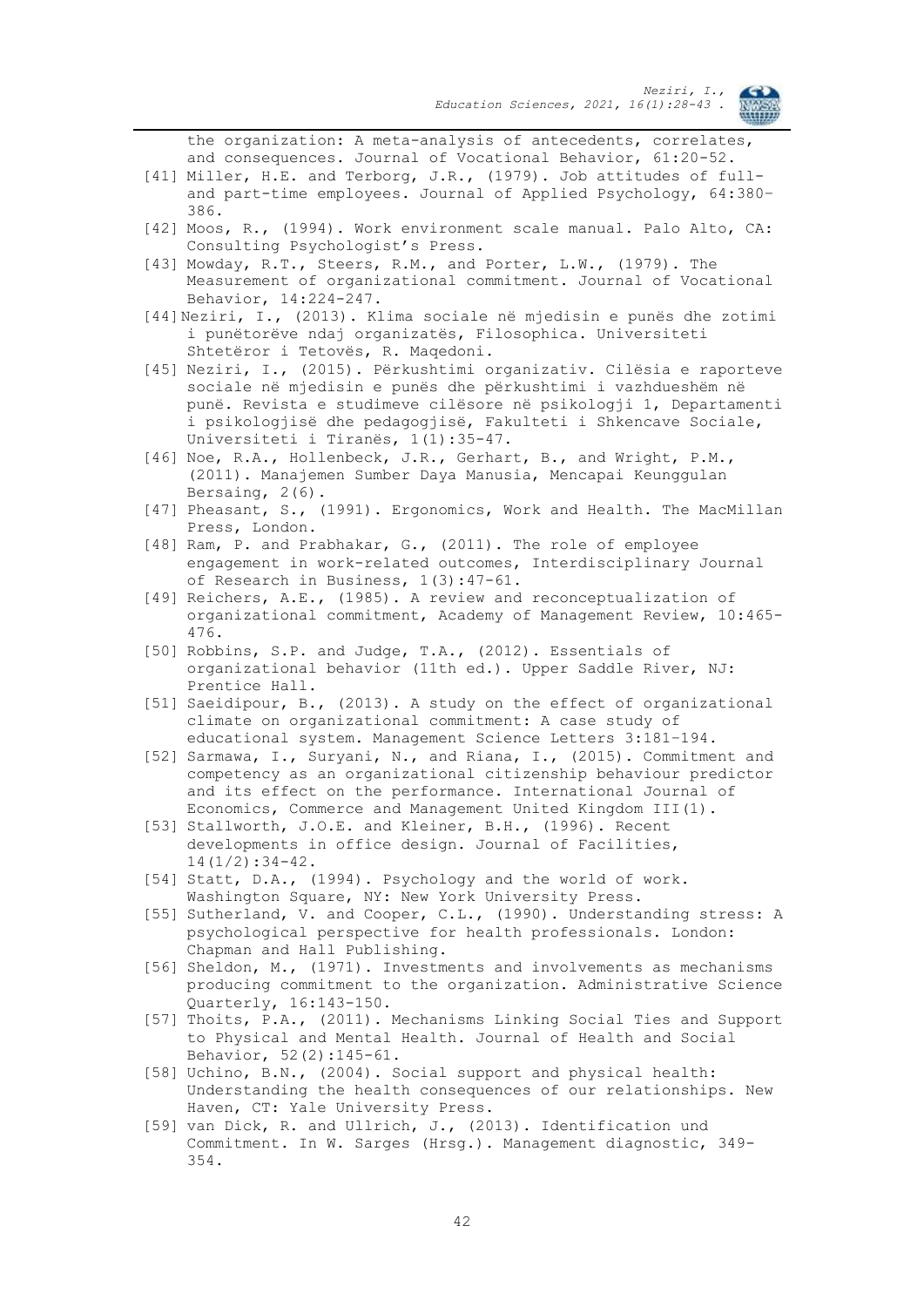the organization: A meta-analysis of antecedents, correlates, and consequences. Journal of Vocational Behavior, 61:20-52.

[41] Miller, H.E. and Terborg, J.R., (1979). Job attitudes of full- and part-time employees. Journal of Applied Psychology, 64:380–386.

[42] Moos, R., (1994). Work environment scale manual. Palo Alto, CA: Consulting Psychologist's Press.

[43] Mowday, R.T., Steers, R.M., and Porter, L.W., (1979). The Measurement of organizational commitment. Journal of Vocational Behavior, 14:224-247.

[44] Neziri, I., (2013). Klima sociale në mjedisin e punës dhe zotimi i punëtorëve ndaj organizatës, Filosophica. Universiteti Shtetëror i Tetovës, R. Maqedoni.

[45] Neziri, I., (2015). Përkushtimi organizativ. Cilësia e raporteve sociale në mjedisin e punës dhe përkushtimi i vazhdueshëm në punë. Revista e studimeve cilësore në psikologji 1, Departamenti i psikologjisë dhe pedagogjisë, Fakulteti i Shkencave Sociale, Universiteti i Tiranës, 1(1):35-47.

[46] Noe, R.A., Hollenbeck, J.R., Gerhart, B., and Wright, P.M., (2011). Manajemen Sumber Daya Manusia, Mencapai Keunggulan Bersaing, 2(6).

[47] Pheasant, S., (1991). Ergonomics, Work and Health. The MacMillan Press, London.

[48] Ram, P. and Prabhakar, G., (2011). The role of employee engagement in work-related outcomes, Interdisciplinary Journal of Research in Business, 1(3):47-61.

[49] Reichers, A.E., (1985). A review and reconceptualization of organizational commitment, Academy of Management Review, 10:465-476.

[50] Robbins, S.P. and Judge, T.A., (2012). Essentials of organizational behavior (11th ed.). Upper Saddle River, NJ: Prentice Hall.

[51] Saeidipour, B., (2013). A study on the effect of organizational climate on organizational commitment: A case study of educational system. Management Science Letters 3:181–194.

[52] Sarmawa, I., Suryani, N., and Riana, I., (2015). Commitment and competency as an organizational citizenship behaviour predictor and its effect on the performance. International Journal of Economics, Commerce and Management United Kingdom III(1).

[53] Stallworth, J.O.E. and Kleiner, B.H., (1996). Recent developments in office design. Journal of Facilities, 14(1/2):34-42.

[54] Statt, D.A., (1994). Psychology and the world of work. Washington Square, NY: New York University Press.

[55] Sutherland, V. and Cooper, C.L., (1990). Understanding stress: A psychological perspective for health professionals. London: Chapman and Hall Publishing.

[56] Sheldon, M., (1971). Investments and involvements as mechanisms producing commitment to the organization. Administrative Science Quarterly, 16:143-150.

[57] Thoits, P.A., (2011). Mechanisms Linking Social Ties and Support to Physical and Mental Health. Journal of Health and Social Behavior, 52(2):145-61.

[58] Uchino, B.N., (2004). Social support and physical health: Understanding the health consequences of our relationships. New Haven, CT: Yale University Press.

[59] van Dick, R. and Ullrich, J., (2013). Identification und Commitment. In W. Sarges (Hrsg.). Management diagnostic, 349-354.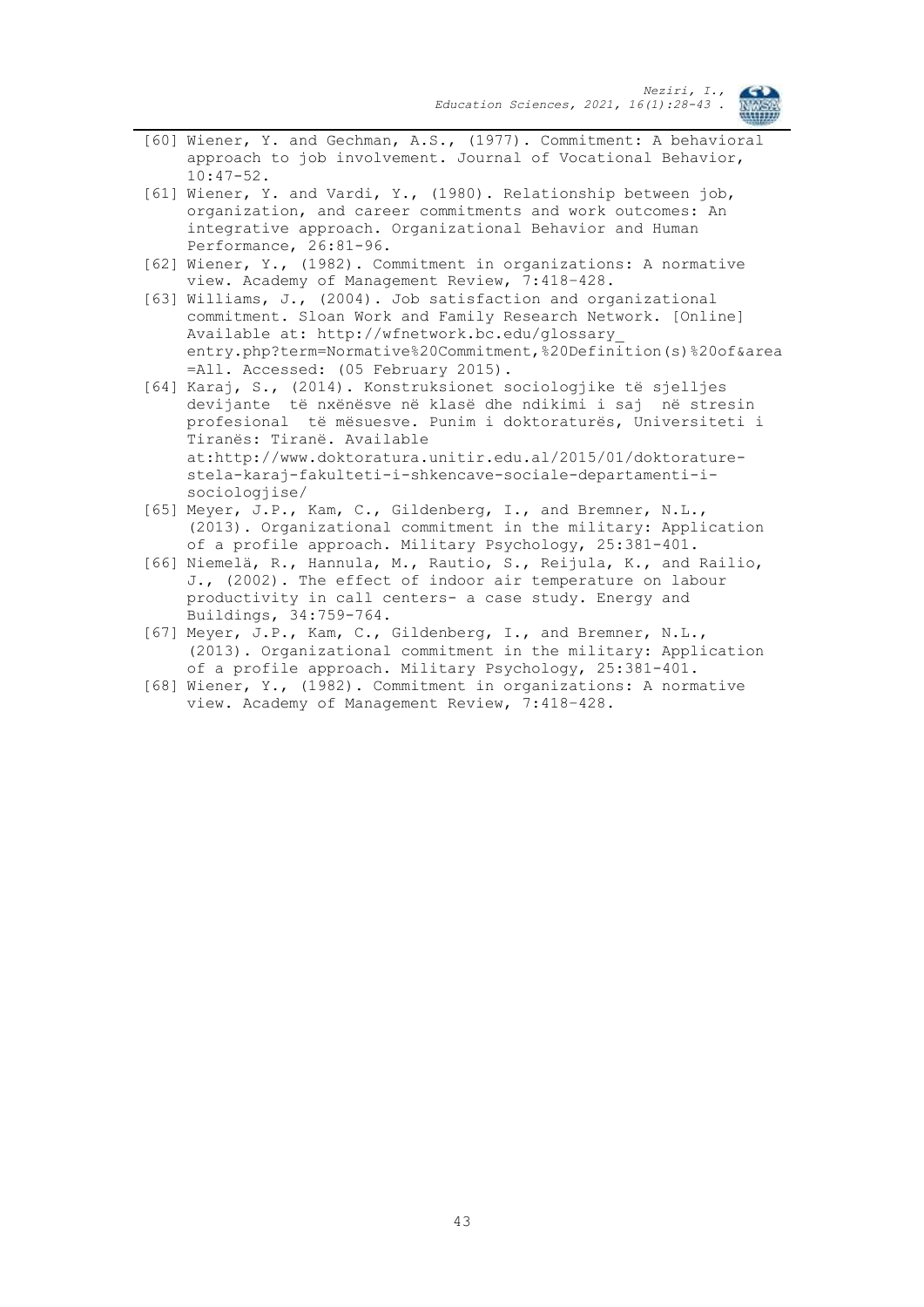[60] Wiener, Y. and Gechman, A.S., (1977). Commitment: A behavioral approach to job involvement. Journal of Vocational Behavior, 10:47-52.

[61] Wiener, Y. and Vardi, Y., (1980). Relationship between job, organization, and career commitments and work outcomes: An integrative approach. Organizational Behavior and Human Performance, 26:81-96.

[62] Wiener, Y., (1982). Commitment in organizations: A normative view. Academy of Management Review, 7:418–428.

[63] Williams, J., (2004). Job satisfaction and organizational commitment. Sloan Work and Family Research Network. [Online] Available at: http://wfnetwork.bc.edu/glossary_entry.php?term=Normative%20Commitment,%20Definition(s)%20of&area=All. Accessed: (05 February 2015).

[64] Karaj, S., (2014). Konstruksionet sociologjike të sjelljes devijante të nxënësve në klasë dhe ndikimi i saj në stresin profesional të mësuesve. Punim i doktoraturës, Universiteti i Tiranës: Tiranë. Available at:http://www.doktoratura.unitir.edu.al/2015/01/doktorature-stela-karaj-fakulteti-i-shkencave-sociale-departamenti-i-sociologjise/

[65] Meyer, J.P., Kam, C., Gildenberg, I., and Bremner, N.L., (2013). Organizational commitment in the military: Application of a profile approach. Military Psychology, 25:381-401.

[66] Niemelä, R., Hannula, M., Rautio, S., Reijula, K., and Railio, J., (2002). The effect of indoor air temperature on labour productivity in call centers- a case study. Energy and Buildings, 34:759-764.

[67] Meyer, J.P., Kam, C., Gildenberg, I., and Bremner, N.L., (2013). Organizational commitment in the military: Application of a profile approach. Military Psychology, 25:381-401.

[68] Wiener, Y., (1982). Commitment in organizations: A normative view. Academy of Management Review, 7:418–428.